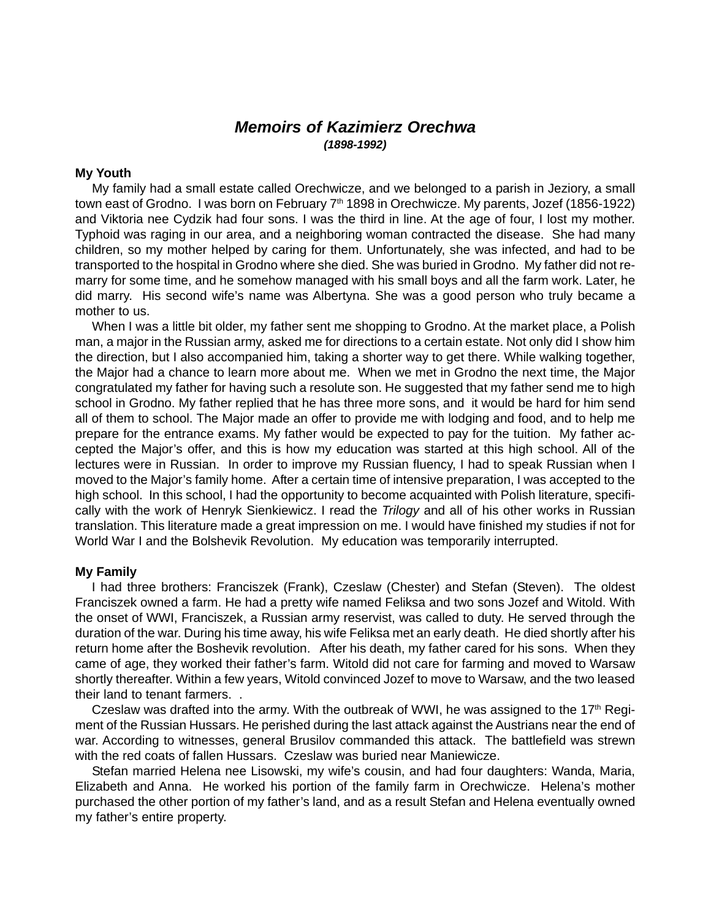# *Memoirs of Kazimierz Orechwa*

***(1898-1992)***

**My Youth**

My family had a small estate called Orechwicze, and we belonged to a parish in Jeziory, a small town east of Grodno. I was born on February 7th 1898 in Orechwicze. My parents, Jozef (1856-1922) and Viktoria nee Cydzik had four sons. I was the third in line. At the age of four, I lost my mother. Typhoid was raging in our area, and a neighboring woman contracted the disease. She had many children, so my mother helped by caring for them. Unfortunately, she was infected, and had to be transported to the hospital in Grodno where she died. She was buried in Grodno. My father did not remarry for some time, and he somehow managed with his small boys and all the farm work. Later, he did marry. His second wife's name was Albertyna. She was a good person who truly became a mother to us.

When I was a little bit older, my father sent me shopping to Grodno. At the market place, a Polish man, a major in the Russian army, asked me for directions to a certain estate. Not only did I show him the direction, but I also accompanied him, taking a shorter way to get there. While walking together, the Major had a chance to learn more about me. When we met in Grodno the next time, the Major congratulated my father for having such a resolute son. He suggested that my father send me to high school in Grodno. My father replied that he has three more sons, and it would be hard for him send all of them to school. The Major made an offer to provide me with lodging and food, and to help me prepare for the entrance exams. My father would be expected to pay for the tuition. My father accepted the Major's offer, and this is how my education was started at this high school. All of the lectures were in Russian. In order to improve my Russian fluency, I had to speak Russian when I moved to the Major's family home. After a certain time of intensive preparation, I was accepted to the high school. In this school, I had the opportunity to become acquainted with Polish literature, specifically with the work of Henryk Sienkiewicz. I read the *Trilogy* and all of his other works in Russian translation. This literature made a great impression on me. I would have finished my studies if not for World War I and the Bolshevik Revolution. My education was temporarily interrupted.

**My Family**

I had three brothers: Franciszek (Frank), Czeslaw (Chester) and Stefan (Steven). The oldest Franciszek owned a farm. He had a pretty wife named Feliksa and two sons Jozef and Witold. With the onset of WWI, Franciszek, a Russian army reservist, was called to duty. He served through the duration of the war. During his time away, his wife Feliksa met an early death. He died shortly after his return home after the Boshevik revolution. After his death, my father cared for his sons. When they came of age, they worked their father's farm. Witold did not care for farming and moved to Warsaw shortly thereafter. Within a few years, Witold convinced Jozef to move to Warsaw, and the two leased their land to tenant farmers. .

Czeslaw was drafted into the army. With the outbreak of WWI, he was assigned to the 17th Regiment of the Russian Hussars. He perished during the last attack against the Austrians near the end of war. According to witnesses, general Brusilov commanded this attack. The battlefield was strewn with the red coats of fallen Hussars. Czeslaw was buried near Maniewicze.

Stefan married Helena nee Lisowski, my wife's cousin, and had four daughters: Wanda, Maria, Elizabeth and Anna. He worked his portion of the family farm in Orechwicze. Helena's mother purchased the other portion of my father's land, and as a result Stefan and Helena eventually owned my father's entire property.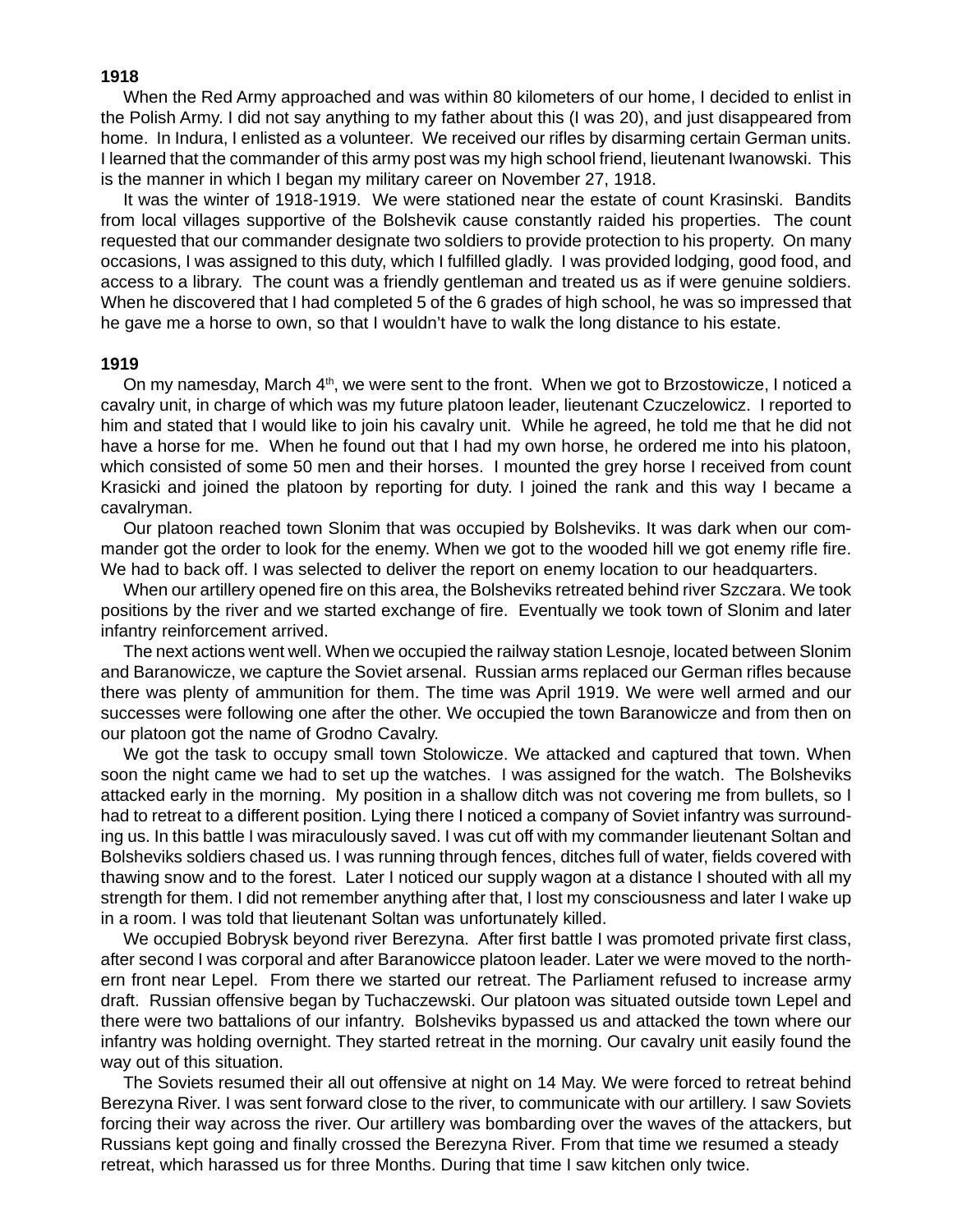**1918**

When the Red Army approached and was within 80 kilometers of our home, I decided to enlist in the Polish Army. I did not say anything to my father about this (I was 20), and just disappeared from home. In Indura, I enlisted as a volunteer. We received our rifles by disarming certain German units. I learned that the commander of this army post was my high school friend, lieutenant Iwanowski. This is the manner in which I began my military career on November 27, 1918.

It was the winter of 1918-1919. We were stationed near the estate of count Krasinski. Bandits from local villages supportive of the Bolshevik cause constantly raided his properties. The count requested that our commander designate two soldiers to provide protection to his property. On many occasions, I was assigned to this duty, which I fulfilled gladly. I was provided lodging, good food, and access to a library. The count was a friendly gentleman and treated us as if were genuine soldiers. When he discovered that I had completed 5 of the 6 grades of high school, he was so impressed that he gave me a horse to own, so that I wouldn't have to walk the long distance to his estate.

**1919**

On my namesday, March 4th, we were sent to the front. When we got to Brzostowicze, I noticed a cavalry unit, in charge of which was my future platoon leader, lieutenant Czuczelowicz. I reported to him and stated that I would like to join his cavalry unit. While he agreed, he told me that he did not have a horse for me. When he found out that I had my own horse, he ordered me into his platoon, which consisted of some 50 men and their horses. I mounted the grey horse I received from count Krasicki and joined the platoon by reporting for duty. I joined the rank and this way I became a cavalryman.

Our platoon reached town Slonim that was occupied by Bolsheviks. It was dark when our commander got the order to look for the enemy. When we got to the wooded hill we got enemy rifle fire. We had to back off. I was selected to deliver the report on enemy location to our headquarters.

When our artillery opened fire on this area, the Bolsheviks retreated behind river Szczara. We took positions by the river and we started exchange of fire. Eventually we took town of Slonim and later infantry reinforcement arrived.

The next actions went well. When we occupied the railway station Lesnoje, located between Slonim and Baranowicze, we capture the Soviet arsenal. Russian arms replaced our German rifles because there was plenty of ammunition for them. The time was April 1919. We were well armed and our successes were following one after the other. We occupied the town Baranowicze and from then on our platoon got the name of Grodno Cavalry.

We got the task to occupy small town Stolowicze. We attacked and captured that town. When soon the night came we had to set up the watches. I was assigned for the watch. The Bolsheviks attacked early in the morning. My position in a shallow ditch was not covering me from bullets, so I had to retreat to a different position. Lying there I noticed a company of Soviet infantry was surrounding us. In this battle I was miraculously saved. I was cut off with my commander lieutenant Soltan and Bolsheviks soldiers chased us. I was running through fences, ditches full of water, fields covered with thawing snow and to the forest. Later I noticed our supply wagon at a distance I shouted with all my strength for them. I did not remember anything after that, I lost my consciousness and later I wake up in a room. I was told that lieutenant Soltan was unfortunately killed.

We occupied Bobrysk beyond river Berezyna. After first battle I was promoted private first class, after second I was corporal and after Baranowicce platoon leader. Later we were moved to the northern front near Lepel. From there we started our retreat. The Parliament refused to increase army draft. Russian offensive began by Tuchaczewski. Our platoon was situated outside town Lepel and there were two battalions of our infantry. Bolsheviks bypassed us and attacked the town where our infantry was holding overnight. They started retreat in the morning. Our cavalry unit easily found the way out of this situation.

The Soviets resumed their all out offensive at night on 14 May. We were forced to retreat behind Berezyna River. I was sent forward close to the river, to communicate with our artillery. I saw Soviets forcing their way across the river. Our artillery was bombarding over the waves of the attackers, but Russians kept going and finally crossed the Berezyna River. From that time we resumed a steady retreat, which harassed us for three Months. During that time I saw kitchen only twice.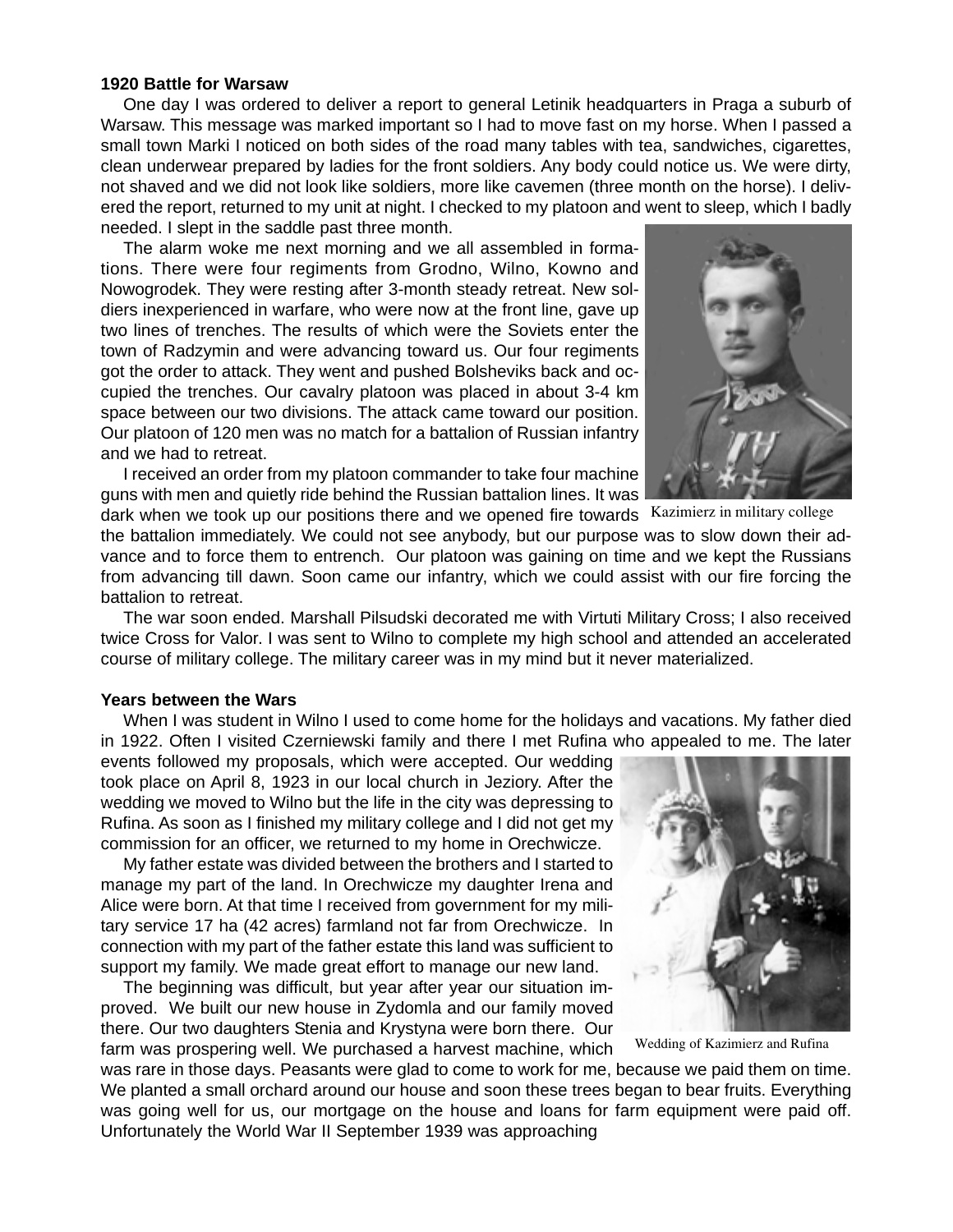**1920 Battle for Warsaw**

One day I was ordered to deliver a report to general Letinik headquarters in Praga a suburb of Warsaw. This message was marked important so I had to move fast on my horse. When I passed a small town Marki I noticed on both sides of the road many tables with tea, sandwiches, cigarettes, clean underwear prepared by ladies for the front soldiers. Any body could notice us. We were dirty, not shaved and we did not look like soldiers, more like cavemen (three month on the horse). I delivered the report, returned to my unit at night. I checked to my platoon and went to sleep, which I badly needed. I slept in the saddle past three month.

The alarm woke me next morning and we all assembled in formations. There were four regiments from Grodno, Wilno, Kowno and Nowogrodek. They were resting after 3-month steady retreat. New soldiers inexperienced in warfare, who were now at the front line, gave up two lines of trenches. The results of which were the Soviets enter the town of Radzymin and were advancing toward us. Our four regiments got the order to attack. They went and pushed Bolsheviks back and occupied the trenches. Our cavalry platoon was placed in about 3-4 km space between our two divisions. The attack came toward our position. Our platoon of 120 men was no match for a battalion of Russian infantry and we had to retreat.

I received an order from my platoon commander to take four machine guns with men and quietly ride behind the Russian battalion lines. It was dark when we took up our positions there and we opened fire towards the battalion immediately. We could not see anybody, but our purpose was to slow down their advance and to force them to entrench. Our platoon was gaining on time and we kept the Russians from advancing till dawn. Soon came our infantry, which we could assist with our fire forcing the battalion to retreat.

Kazimierz in military college

The war soon ended. Marshall Pilsudski decorated me with Virtuti Military Cross; I also received twice Cross for Valor. I was sent to Wilno to complete my high school and attended an accelerated course of military college. The military career was in my mind but it never materialized.

**Years between the Wars**

When I was student in Wilno I used to come home for the holidays and vacations. My father died in 1922. Often I visited Czerniewski family and there I met Rufina who appealed to me. The later events followed my proposals, which were accepted. Our wedding took place on April 8, 1923 in our local church in Jeziory. After the wedding we moved to Wilno but the life in the city was depressing to Rufina. As soon as I finished my military college and I did not get my commission for an officer, we returned to my home in Orechwicze.

My father estate was divided between the brothers and I started to manage my part of the land. In Orechwicze my daughter Irena and Alice were born. At that time I received from government for my military service 17 ha (42 acres) farmland not far from Orechwicze. In connection with my part of the father estate this land was sufficient to support my family. We made great effort to manage our new land.

The beginning was difficult, but year after year our situation improved. We built our new house in Zydomla and our family moved there. Our two daughters Stenia and Krystyna were born there. Our farm was prospering well. We purchased a harvest machine, which was rare in those days. Peasants were glad to come to work for me, because we paid them on time. We planted a small orchard around our house and soon these trees began to bear fruits. Everything was going well for us, our mortgage on the house and loans for farm equipment were paid off. Unfortunately the World War II September 1939 was approaching

Wedding of Kazimierz and Rufina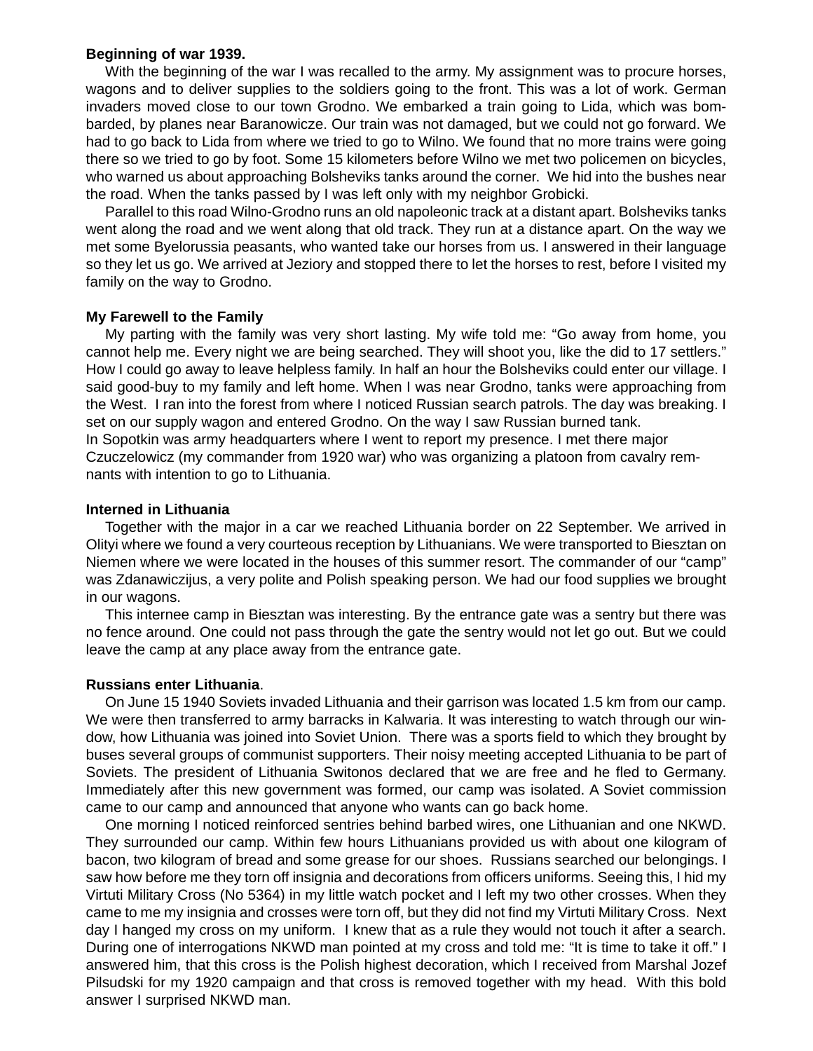**Beginning of war 1939.**

With the beginning of the war I was recalled to the army. My assignment was to procure horses, wagons and to deliver supplies to the soldiers going to the front. This was a lot of work. German invaders moved close to our town Grodno. We embarked a train going to Lida, which was bombarded, by planes near Baranowicze. Our train was not damaged, but we could not go forward. We had to go back to Lida from where we tried to go to Wilno. We found that no more trains were going there so we tried to go by foot. Some 15 kilometers before Wilno we met two policemen on bicycles, who warned us about approaching Bolsheviks tanks around the corner. We hid into the bushes near the road. When the tanks passed by I was left only with my neighbor Grobicki.

Parallel to this road Wilno-Grodno runs an old napoleonic track at a distant apart. Bolsheviks tanks went along the road and we went along that old track. They run at a distance apart. On the way we met some Byelorussia peasants, who wanted take our horses from us. I answered in their language so they let us go. We arrived at Jeziory and stopped there to let the horses to rest, before I visited my family on the way to Grodno.

**My Farewell to the Family**

My parting with the family was very short lasting. My wife told me: “Go away from home, you cannot help me. Every night we are being searched. They will shoot you, like the did to 17 settlers.” How I could go away to leave helpless family. In half an hour the Bolsheviks could enter our village. I said good-buy to my family and left home. When I was near Grodno, tanks were approaching from the West. I ran into the forest from where I noticed Russian search patrols. The day was breaking. I set on our supply wagon and entered Grodno. On the way I saw Russian burned tank.
In Sopotkin was army headquarters where I went to report my presence. I met there major Czuczelowicz (my commander from 1920 war) who was organizing a platoon from cavalry remnants with intention to go to Lithuania.

**Interned in Lithuania**

Together with the major in a car we reached Lithuania border on 22 September. We arrived in Olityi where we found a very courteous reception by Lithuanians. We were transported to Biesztan on Niemen where we were located in the houses of this summer resort. The commander of our “camp” was Zdanawiczijus, a very polite and Polish speaking person. We had our food supplies we brought in our wagons.

This internee camp in Biesztan was interesting. By the entrance gate was a sentry but there was no fence around. One could not pass through the gate the sentry would not let go out. But we could leave the camp at any place away from the entrance gate.

**Russians enter Lithuania**.

On June 15 1940 Soviets invaded Lithuania and their garrison was located 1.5 km from our camp. We were then transferred to army barracks in Kalwaria. It was interesting to watch through our window, how Lithuania was joined into Soviet Union. There was a sports field to which they brought by buses several groups of communist supporters. Their noisy meeting accepted Lithuania to be part of Soviets. The president of Lithuania Switonos declared that we are free and he fled to Germany. Immediately after this new government was formed, our camp was isolated. A Soviet commission came to our camp and announced that anyone who wants can go back home.

One morning I noticed reinforced sentries behind barbed wires, one Lithuanian and one NKWD. They surrounded our camp. Within few hours Lithuanians provided us with about one kilogram of bacon, two kilogram of bread and some grease for our shoes. Russians searched our belongings. I saw how before me they torn off insignia and decorations from officers uniforms. Seeing this, I hid my Virtuti Military Cross (No 5364) in my little watch pocket and I left my two other crosses. When they came to me my insignia and crosses were torn off, but they did not find my Virtuti Military Cross. Next day I hanged my cross on my uniform. I knew that as a rule they would not touch it after a search. During one of interrogations NKWD man pointed at my cross and told me: “It is time to take it off.” I answered him, that this cross is the Polish highest decoration, which I received from Marshal Jozef Pilsudski for my 1920 campaign and that cross is removed together with my head. With this bold answer I surprised NKWD man.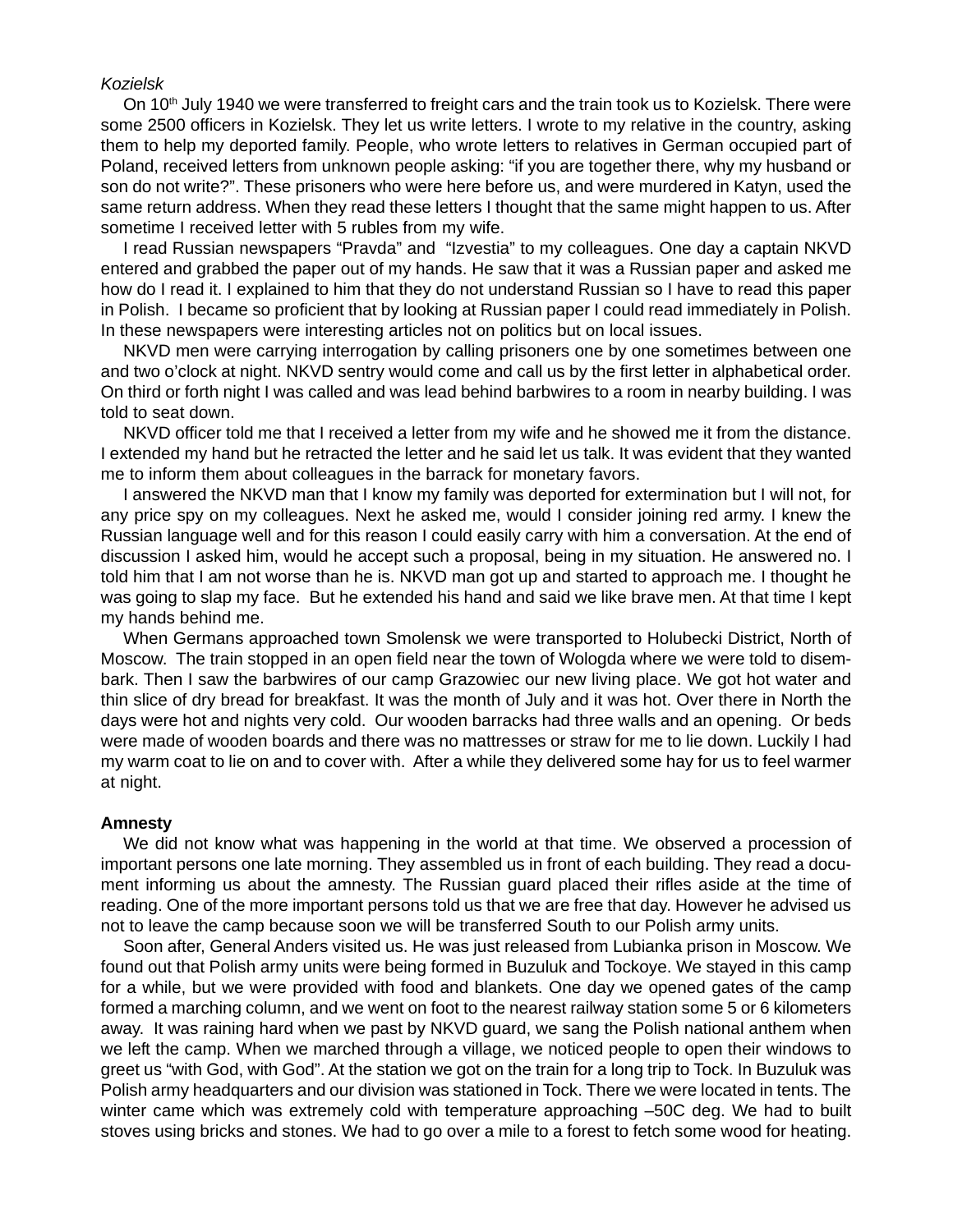*Kozielsk*

On 10th July 1940 we were transferred to freight cars and the train took us to Kozielsk. There were some 2500 officers in Kozielsk. They let us write letters. I wrote to my relative in the country, asking them to help my deported family. People, who wrote letters to relatives in German occupied part of Poland, received letters from unknown people asking: "if you are together there, why my husband or son do not write?". These prisoners who were here before us, and were murdered in Katyn, used the same return address. When they read these letters I thought that the same might happen to us. After sometime I received letter with 5 rubles from my wife.

I read Russian newspapers "Pravda" and "Izvestia" to my colleagues. One day a captain NKVD entered and grabbed the paper out of my hands. He saw that it was a Russian paper and asked me how do I read it. I explained to him that they do not understand Russian so I have to read this paper in Polish. I became so proficient that by looking at Russian paper I could read immediately in Polish. In these newspapers were interesting articles not on politics but on local issues.

NKVD men were carrying interrogation by calling prisoners one by one sometimes between one and two o'clock at night. NKVD sentry would come and call us by the first letter in alphabetical order. On third or forth night I was called and was lead behind barbwires to a room in nearby building. I was told to seat down.

NKVD officer told me that I received a letter from my wife and he showed me it from the distance. I extended my hand but he retracted the letter and he said let us talk. It was evident that they wanted me to inform them about colleagues in the barrack for monetary favors.

I answered the NKVD man that I know my family was deported for extermination but I will not, for any price spy on my colleagues. Next he asked me, would I consider joining red army. I knew the Russian language well and for this reason I could easily carry with him a conversation. At the end of discussion I asked him, would he accept such a proposal, being in my situation. He answered no. I told him that I am not worse than he is. NKVD man got up and started to approach me. I thought he was going to slap my face. But he extended his hand and said we like brave men. At that time I kept my hands behind me.

When Germans approached town Smolensk we were transported to Holubecki District, North of Moscow. The train stopped in an open field near the town of Wologda where we were told to disembark. Then I saw the barbwires of our camp Grazowiec our new living place. We got hot water and thin slice of dry bread for breakfast. It was the month of July and it was hot. Over there in North the days were hot and nights very cold. Our wooden barracks had three walls and an opening. Or beds were made of wooden boards and there was no mattresses or straw for me to lie down. Luckily I had my warm coat to lie on and to cover with. After a while they delivered some hay for us to feel warmer at night.

**Amnesty**

We did not know what was happening in the world at that time. We observed a procession of important persons one late morning. They assembled us in front of each building. They read a document informing us about the amnesty. The Russian guard placed their rifles aside at the time of reading. One of the more important persons told us that we are free that day. However he advised us not to leave the camp because soon we will be transferred South to our Polish army units.

Soon after, General Anders visited us. He was just released from Lubianka prison in Moscow. We found out that Polish army units were being formed in Buzuluk and Tockoye. We stayed in this camp for a while, but we were provided with food and blankets. One day we opened gates of the camp formed a marching column, and we went on foot to the nearest railway station some 5 or 6 kilometers away. It was raining hard when we past by NKVD guard, we sang the Polish national anthem when we left the camp. When we marched through a village, we noticed people to open their windows to greet us "with God, with God". At the station we got on the train for a long trip to Tock. In Buzuluk was Polish army headquarters and our division was stationed in Tock. There we were located in tents. The winter came which was extremely cold with temperature approaching –50C deg. We had to built stoves using bricks and stones. We had to go over a mile to a forest to fetch some wood for heating.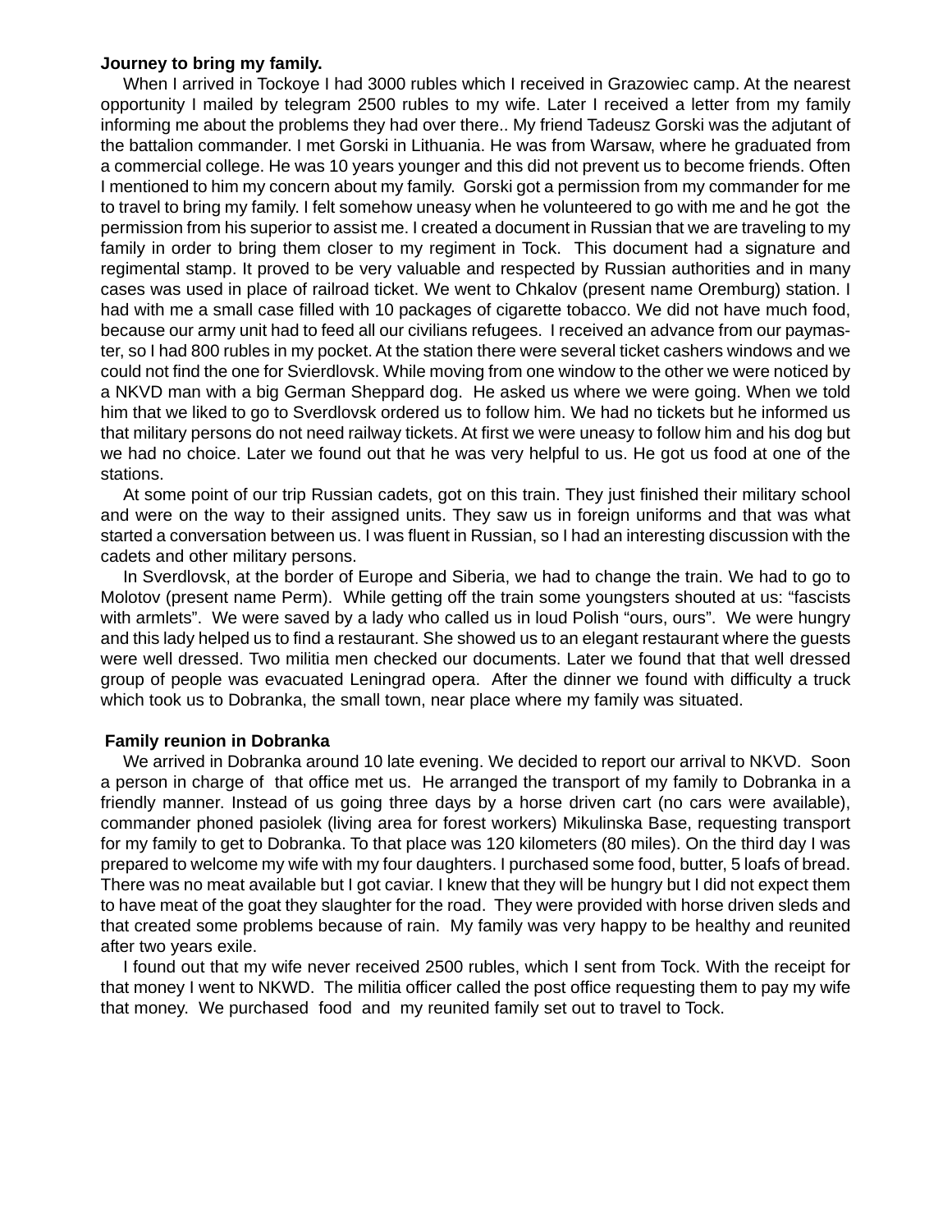**Journey to bring my family.**

When I arrived in Tockoye I had 3000 rubles which I received in Grazowiec camp. At the nearest opportunity I mailed by telegram 2500 rubles to my wife. Later I received a letter from my family informing me about the problems they had over there.. My friend Tadeusz Gorski was the adjutant of the battalion commander. I met Gorski in Lithuania. He was from Warsaw, where he graduated from a commercial college. He was 10 years younger and this did not prevent us to become friends. Often I mentioned to him my concern about my family. Gorski got a permission from my commander for me to travel to bring my family. I felt somehow uneasy when he volunteered to go with me and he got the permission from his superior to assist me. I created a document in Russian that we are traveling to my family in order to bring them closer to my regiment in Tock. This document had a signature and regimental stamp. It proved to be very valuable and respected by Russian authorities and in many cases was used in place of railroad ticket. We went to Chkalov (present name Oremburg) station. I had with me a small case filled with 10 packages of cigarette tobacco. We did not have much food, because our army unit had to feed all our civilians refugees. I received an advance from our paymaster, so I had 800 rubles in my pocket. At the station there were several ticket cashers windows and we could not find the one for Svierdlovsk. While moving from one window to the other we were noticed by a NKVD man with a big German Sheppard dog. He asked us where we were going. When we told him that we liked to go to Sverdlovsk ordered us to follow him. We had no tickets but he informed us that military persons do not need railway tickets. At first we were uneasy to follow him and his dog but we had no choice. Later we found out that he was very helpful to us. He got us food at one of the stations.

At some point of our trip Russian cadets, got on this train. They just finished their military school and were on the way to their assigned units. They saw us in foreign uniforms and that was what started a conversation between us. I was fluent in Russian, so I had an interesting discussion with the cadets and other military persons.

In Sverdlovsk, at the border of Europe and Siberia, we had to change the train. We had to go to Molotov (present name Perm). While getting off the train some youngsters shouted at us: "fascists with armlets". We were saved by a lady who called us in loud Polish "ours, ours". We were hungry and this lady helped us to find a restaurant. She showed us to an elegant restaurant where the guests were well dressed. Two militia men checked our documents. Later we found that that well dressed group of people was evacuated Leningrad opera. After the dinner we found with difficulty a truck which took us to Dobranka, the small town, near place where my family was situated.

**Family reunion in Dobranka**

We arrived in Dobranka around 10 late evening. We decided to report our arrival to NKVD. Soon a person in charge of that office met us. He arranged the transport of my family to Dobranka in a friendly manner. Instead of us going three days by a horse driven cart (no cars were available), commander phoned pasiolek (living area for forest workers) Mikulinska Base, requesting transport for my family to get to Dobranka. To that place was 120 kilometers (80 miles). On the third day I was prepared to welcome my wife with my four daughters. I purchased some food, butter, 5 loafs of bread. There was no meat available but I got caviar. I knew that they will be hungry but I did not expect them to have meat of the goat they slaughter for the road. They were provided with horse driven sleds and that created some problems because of rain. My family was very happy to be healthy and reunited after two years exile.

I found out that my wife never received 2500 rubles, which I sent from Tock. With the receipt for that money I went to NKWD. The militia officer called the post office requesting them to pay my wife that money. We purchased food and my reunited family set out to travel to Tock.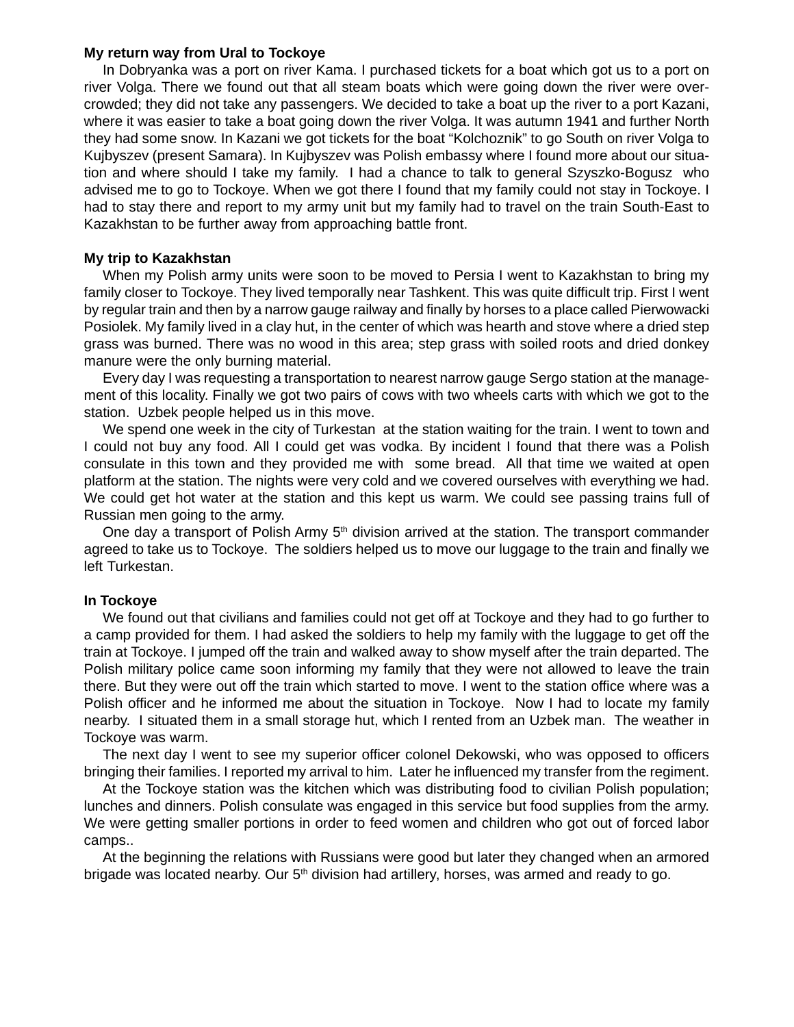**My return way from Ural to Tockoye**

In Dobryanka was a port on river Kama. I purchased tickets for a boat which got us to a port on river Volga. There we found out that all steam boats which were going down the river were overcrowded; they did not take any passengers. We decided to take a boat up the river to a port Kazani, where it was easier to take a boat going down the river Volga. It was autumn 1941 and further North they had some snow. In Kazani we got tickets for the boat "Kolchoznik" to go South on river Volga to Kujbyszev (present Samara). In Kujbyszev was Polish embassy where I found more about our situation and where should I take my family. I had a chance to talk to general Szyszko-Bogusz who advised me to go to Tockoye. When we got there I found that my family could not stay in Tockoye. I had to stay there and report to my army unit but my family had to travel on the train South-East to Kazakhstan to be further away from approaching battle front.

**My trip to Kazakhstan**

When my Polish army units were soon to be moved to Persia I went to Kazakhstan to bring my family closer to Tockoye. They lived temporally near Tashkent. This was quite difficult trip. First I went by regular train and then by a narrow gauge railway and finally by horses to a place called Pierwowacki Posiolek. My family lived in a clay hut, in the center of which was hearth and stove where a dried step grass was burned. There was no wood in this area; step grass with soiled roots and dried donkey manure were the only burning material.

Every day I was requesting a transportation to nearest narrow gauge Sergo station at the management of this locality. Finally we got two pairs of cows with two wheels carts with which we got to the station. Uzbek people helped us in this move.

We spend one week in the city of Turkestan at the station waiting for the train. I went to town and I could not buy any food. All I could get was vodka. By incident I found that there was a Polish consulate in this town and they provided me with some bread. All that time we waited at open platform at the station. The nights were very cold and we covered ourselves with everything we had. We could get hot water at the station and this kept us warm. We could see passing trains full of Russian men going to the army.

One day a transport of Polish Army 5th division arrived at the station. The transport commander agreed to take us to Tockoye. The soldiers helped us to move our luggage to the train and finally we left Turkestan.

**In Tockoye**

We found out that civilians and families could not get off at Tockoye and they had to go further to a camp provided for them. I had asked the soldiers to help my family with the luggage to get off the train at Tockoye. I jumped off the train and walked away to show myself after the train departed. The Polish military police came soon informing my family that they were not allowed to leave the train there. But they were out off the train which started to move. I went to the station office where was a Polish officer and he informed me about the situation in Tockoye. Now I had to locate my family nearby. I situated them in a small storage hut, which I rented from an Uzbek man. The weather in Tockoye was warm.

The next day I went to see my superior officer colonel Dekowski, who was opposed to officers bringing their families. I reported my arrival to him. Later he influenced my transfer from the regiment.

At the Tockoye station was the kitchen which was distributing food to civilian Polish population; lunches and dinners. Polish consulate was engaged in this service but food supplies from the army. We were getting smaller portions in order to feed women and children who got out of forced labor camps..

At the beginning the relations with Russians were good but later they changed when an armored brigade was located nearby. Our 5th division had artillery, horses, was armed and ready to go.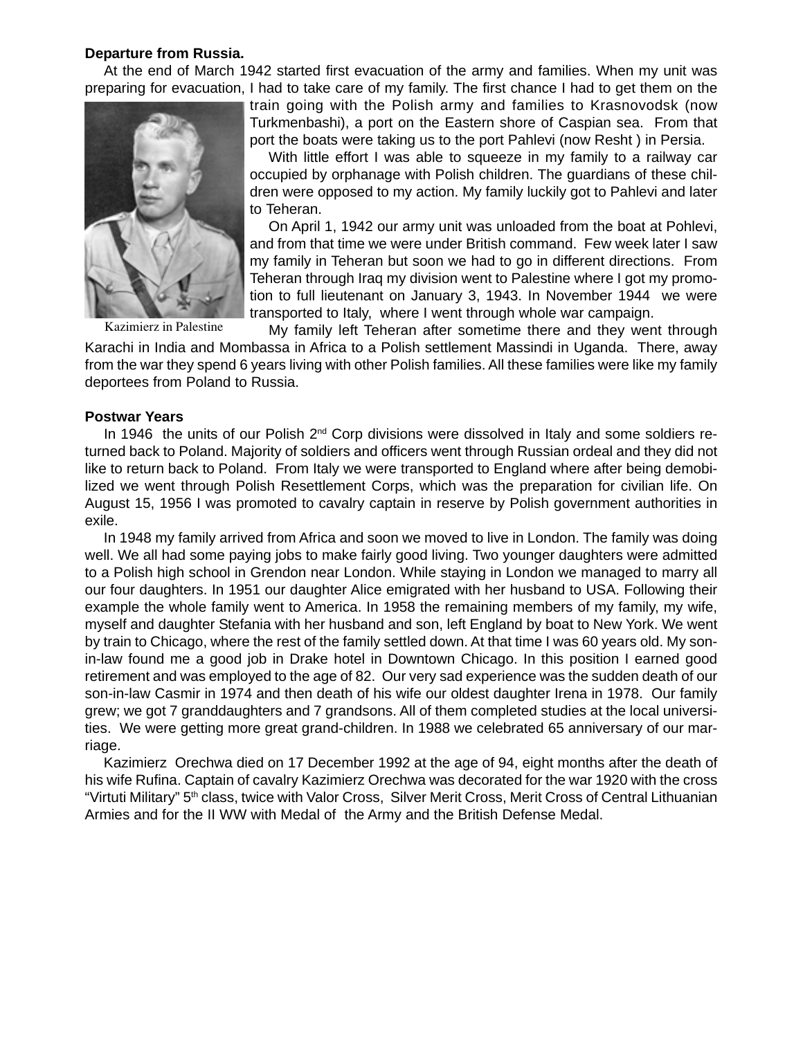**Departure from Russia.**

At the end of March 1942 started first evacuation of the army and families. When my unit was preparing for evacuation, I had to take care of my family. The first chance I had to get them on the train going with the Polish army and families to Krasnovodsk (now Turkmenbashi), a port on the Eastern shore of Caspian sea. From that port the boats were taking us to the port Pahlevi (now Resht ) in Persia.

With little effort I was able to squeeze in my family to a railway car occupied by orphanage with Polish children. The guardians of these children were opposed to my action. My family luckily got to Pahlevi and later to Teheran.

On April 1, 1942 our army unit was unloaded from the boat at Pohlevi, and from that time we were under British command. Few week later I saw my family in Teheran but soon we had to go in different directions. From Teheran through Iraq my division went to Palestine where I got my promotion to full lieutenant on January 3, 1943. In November 1944 we were transported to Italy, where I went through whole war campaign.

Kazimierz in Palestine

My family left Teheran after sometime there and they went through Karachi in India and Mombassa in Africa to a Polish settlement Massindi in Uganda. There, away from the war they spend 6 years living with other Polish families. All these families were like my family deportees from Poland to Russia.

**Postwar Years**

In 1946 the units of our Polish 2nd Corp divisions were dissolved in Italy and some soldiers returned back to Poland. Majority of soldiers and officers went through Russian ordeal and they did not like to return back to Poland. From Italy we were transported to England where after being demobilized we went through Polish Resettlement Corps, which was the preparation for civilian life. On August 15, 1956 I was promoted to cavalry captain in reserve by Polish government authorities in exile.

In 1948 my family arrived from Africa and soon we moved to live in London. The family was doing well. We all had some paying jobs to make fairly good living. Two younger daughters were admitted to a Polish high school in Grendon near London. While staying in London we managed to marry all our four daughters. In 1951 our daughter Alice emigrated with her husband to USA. Following their example the whole family went to America. In 1958 the remaining members of my family, my wife, myself and daughter Stefania with her husband and son, left England by boat to New York. We went by train to Chicago, where the rest of the family settled down. At that time I was 60 years old. My son-in-law found me a good job in Drake hotel in Downtown Chicago. In this position I earned good retirement and was employed to the age of 82. Our very sad experience was the sudden death of our son-in-law Casmir in 1974 and then death of his wife our oldest daughter Irena in 1978. Our family grew; we got 7 granddaughters and 7 grandsons. All of them completed studies at the local universities. We were getting more great grand-children. In 1988 we celebrated 65 anniversary of our marriage.

Kazimierz Orechwa died on 17 December 1992 at the age of 94, eight months after the death of his wife Rufina. Captain of cavalry Kazimierz Orechwa was decorated for the war 1920 with the cross "Virtuti Military" 5th class, twice with Valor Cross, Silver Merit Cross, Merit Cross of Central Lithuanian Armies and for the II WW with Medal of the Army and the British Defense Medal.